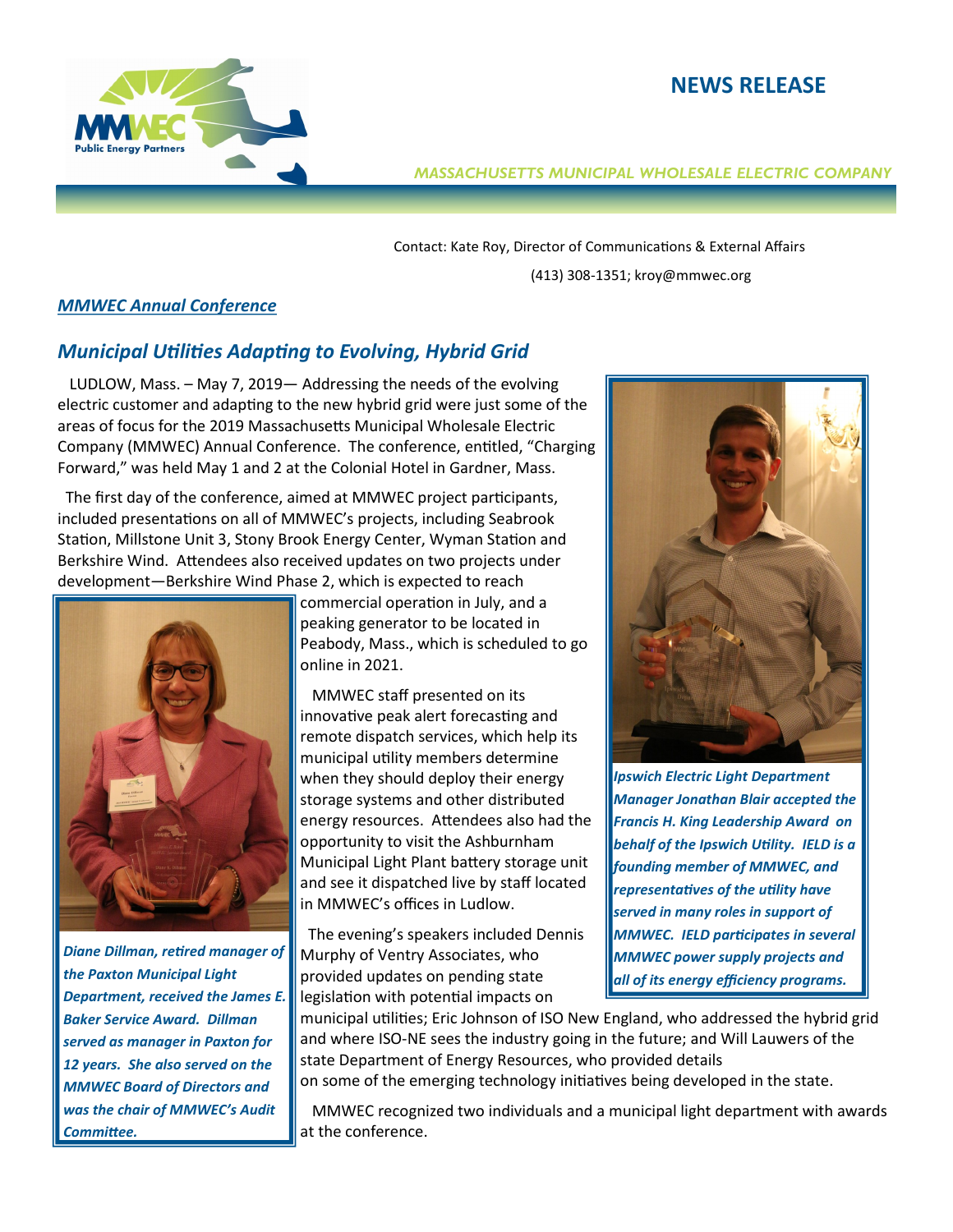# NEWS RELEASE

*MASSACHUSETTS MUNICIPAL WHOLESALE ELECTRIC COMPANY*

Contact: Kate Roy, Director of Communications & External Affairs

(413) 308-1351; kroy@mmwec.org

***MMWEC Annual Conference***

## *Municipal Utilities Adapting to Evolving, Hybrid Grid*

LUDLOW, Mass. – May 7, 2019— Addressing the needs of the evolving electric customer and adapting to the new hybrid grid were just some of the areas of focus for the 2019 Massachusetts Municipal Wholesale Electric Company (MMWEC) Annual Conference. The conference, entitled, "Charging Forward," was held May 1 and 2 at the Colonial Hotel in Gardner, Mass.

The first day of the conference, aimed at MMWEC project participants, included presentations on all of MMWEC's projects, including Seabrook Station, Millstone Unit 3, Stony Brook Energy Center, Wyman Station and Berkshire Wind. Attendees also received updates on two projects under development—Berkshire Wind Phase 2, which is expected to reach commercial operation in July, and a peaking generator to be located in Peabody, Mass., which is scheduled to go online in 2021.

MMWEC staff presented on its innovative peak alert forecasting and remote dispatch services, which help its municipal utility members determine when they should deploy their energy storage systems and other distributed energy resources. Attendees also had the opportunity to visit the Ashburnham Municipal Light Plant battery storage unit and see it dispatched live by staff located in MMWEC's offices in Ludlow.

The evening's speakers included Dennis Murphy of Ventry Associates, who provided updates on pending state legislation with potential impacts on municipal utilities; Eric Johnson of ISO New England, who addressed the hybrid grid and where ISO-NE sees the industry going in the future; and Will Lauwers of the state Department of Energy Resources, who provided details on some of the emerging technology initiatives being developed in the state.

MMWEC recognized two individuals and a municipal light department with awards at the conference.

***Diane Dillman, retired manager of the Paxton Municipal Light Department, received the James E. Baker Service Award. Dillman served as manager in Paxton for 12 years. She also served on the MMWEC Board of Directors and was the chair of MMWEC's Audit Committee.***

***Ipswich Electric Light Department Manager Jonathan Blair accepted the Francis H. King Leadership Award on behalf of the Ipswich Utility. IELD is a founding member of MMWEC, and representatives of the utility have served in many roles in support of MMWEC. IELD participates in several MMWEC power supply projects and all of its energy efficiency programs.***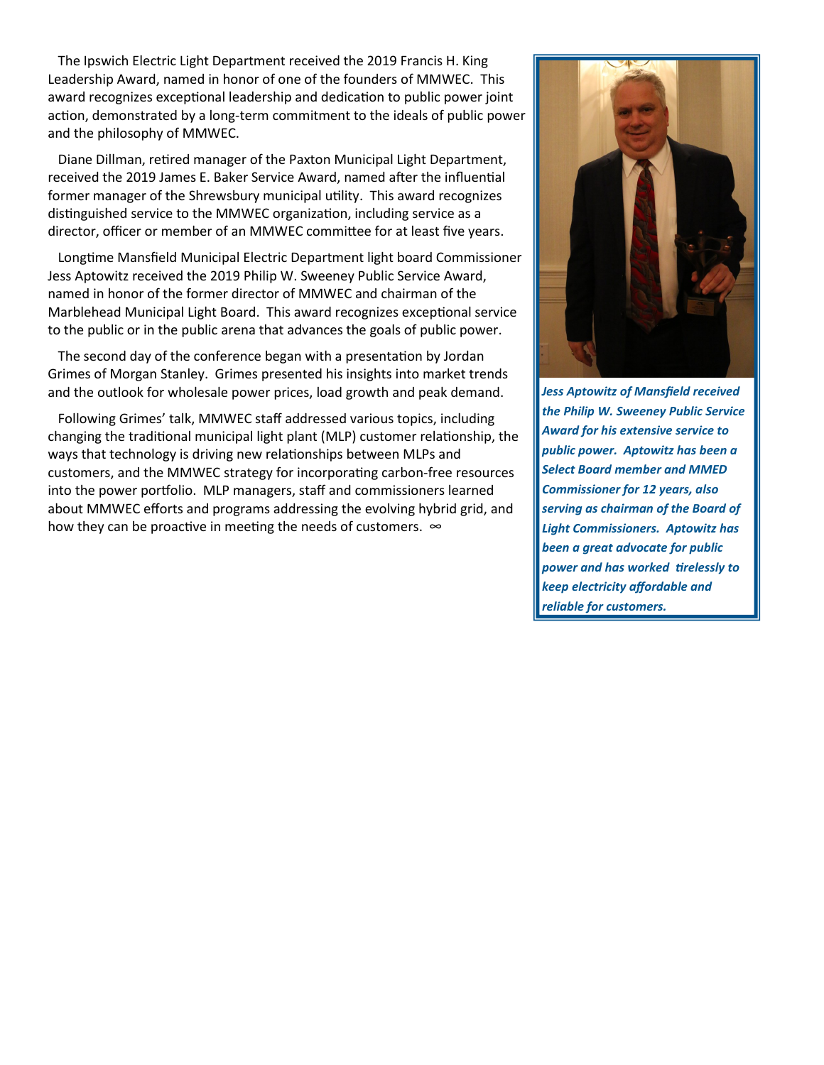The Ipswich Electric Light Department received the 2019 Francis H. King Leadership Award, named in honor of one of the founders of MMWEC. This award recognizes exceptional leadership and dedication to public power joint action, demonstrated by a long-term commitment to the ideals of public power and the philosophy of MMWEC.

Diane Dillman, retired manager of the Paxton Municipal Light Department, received the 2019 James E. Baker Service Award, named after the influential former manager of the Shrewsbury municipal utility. This award recognizes distinguished service to the MMWEC organization, including service as a director, officer or member of an MMWEC committee for at least five years.

Longtime Mansfield Municipal Electric Department light board Commissioner Jess Aptowitz received the 2019 Philip W. Sweeney Public Service Award, named in honor of the former director of MMWEC and chairman of the Marblehead Municipal Light Board. This award recognizes exceptional service to the public or in the public arena that advances the goals of public power.

The second day of the conference began with a presentation by Jordan Grimes of Morgan Stanley. Grimes presented his insights into market trends and the outlook for wholesale power prices, load growth and peak demand.

Following Grimes' talk, MMWEC staff addressed various topics, including changing the traditional municipal light plant (MLP) customer relationship, the ways that technology is driving new relationships between MLPs and customers, and the MMWEC strategy for incorporating carbon-free resources into the power portfolio. MLP managers, staff and commissioners learned about MMWEC efforts and programs addressing the evolving hybrid grid, and how they can be proactive in meeting the needs of customers. ∞

***Jess Aptowitz of Mansfield received the Philip W. Sweeney Public Service Award for his extensive service to public power. Aptowitz has been a Select Board member and MMED Commissioner for 12 years, also serving as chairman of the Board of Light Commissioners. Aptowitz has been a great advocate for public power and has worked tirelessly to keep electricity affordable and reliable for customers.***